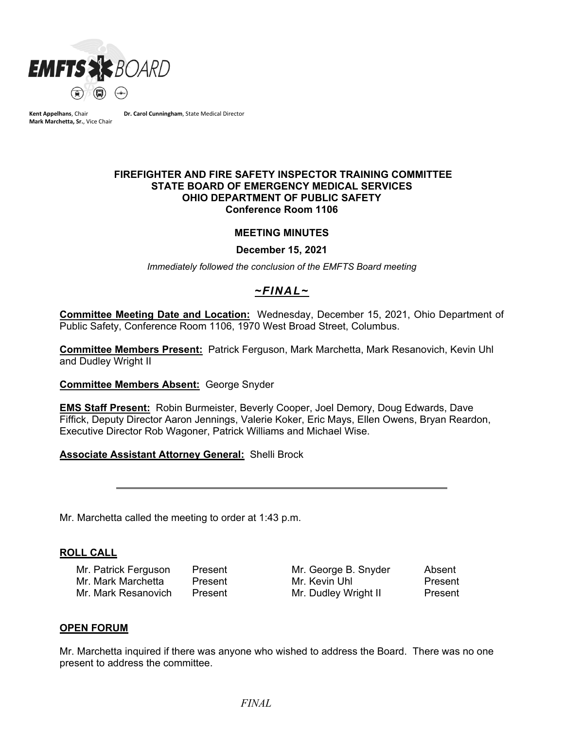EMFTS BOARD

**Kent Appelhans**, Chair **Dr. Carol Cunningham**, State Medical Director
**Mark Marchetta, Sr.**, Vice Chair

**FIREFIGHTER AND FIRE SAFETY INSPECTOR TRAINING COMMITTEE**
**STATE BOARD OF EMERGENCY MEDICAL SERVICES**
**OHIO DEPARTMENT OF PUBLIC SAFETY**
**Conference Room 1106**

**MEETING MINUTES**

**December 15, 2021**

*Immediately followed the conclusion of the EMFTS Board meeting*

***~FINAL~***

**Committee Meeting Date and Location:** Wednesday, December 15, 2021, Ohio Department of Public Safety, Conference Room 1106, 1970 West Broad Street, Columbus.

**Committee Members Present:** Patrick Ferguson, Mark Marchetta, Mark Resanovich, Kevin Uhl and Dudley Wright II

**Committee Members Absent:** George Snyder

**EMS Staff Present:** Robin Burmeister, Beverly Cooper, Joel Demory, Doug Edwards, Dave Fiffick, Deputy Director Aaron Jennings, Valerie Koker, Eric Mays, Ellen Owens, Bryan Reardon, Executive Director Rob Wagoner, Patrick Williams and Michael Wise.

**Associate Assistant Attorney General:** Shelli Brock

---

Mr. Marchetta called the meeting to order at 1:43 p.m.

## ROLL CALL

| | | | |
|---|---|---|---|
| Mr. Patrick Ferguson | Present | Mr. George B. Snyder | Absent |
| Mr. Mark Marchetta | Present | Mr. Kevin Uhl | Present |
| Mr. Mark Resanovich | Present | Mr. Dudley Wright II | Present |

## OPEN FORUM

Mr. Marchetta inquired if there was anyone who wished to address the Board. There was no one present to address the committee.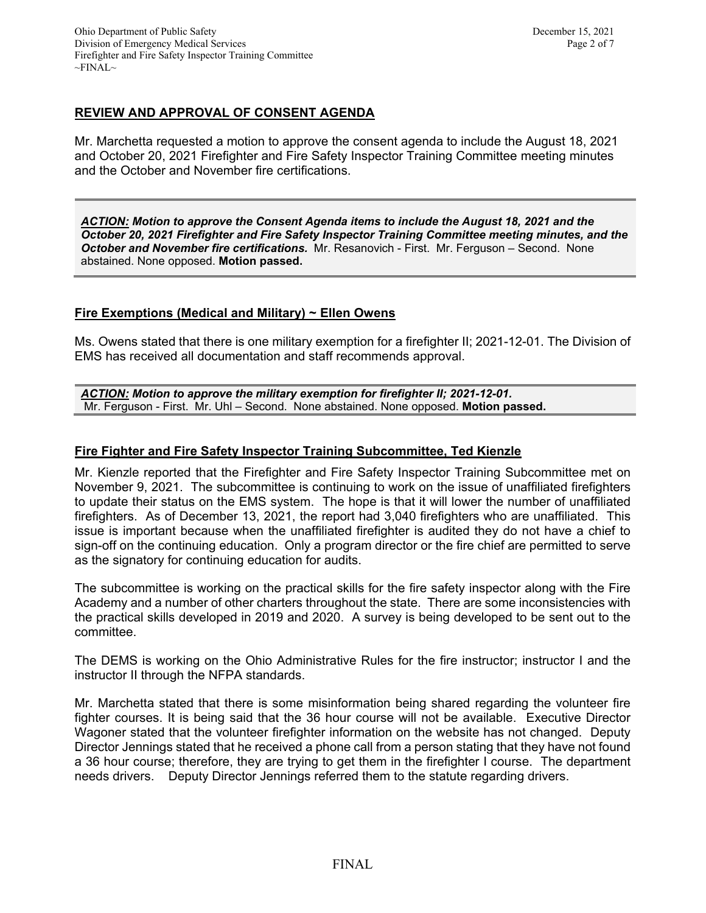## REVIEW AND APPROVAL OF CONSENT AGENDA

Mr. Marchetta requested a motion to approve the consent agenda to include the August 18, 2021 and October 20, 2021 Firefighter and Fire Safety Inspector Training Committee meeting minutes and the October and November fire certifications.

> ***ACTION:*** ***Motion to approve the Consent Agenda items to include the August 18, 2021 and the October 20, 2021 Firefighter and Fire Safety Inspector Training Committee meeting minutes, and the October and November fire certifications.*** Mr. Resanovich - First. Mr. Ferguson – Second. None abstained. None opposed. **Motion passed.**

## Fire Exemptions (Medical and Military) ~ Ellen Owens

Ms. Owens stated that there is one military exemption for a firefighter II; 2021-12-01. The Division of EMS has received all documentation and staff recommends approval.

> ***ACTION:*** ***Motion to approve the military exemption for firefighter II; 2021-12-01.*** Mr. Ferguson - First. Mr. Uhl – Second. None abstained. None opposed. **Motion passed.**

## Fire Fighter and Fire Safety Inspector Training Subcommittee, Ted Kienzle

Mr. Kienzle reported that the Firefighter and Fire Safety Inspector Training Subcommittee met on November 9, 2021. The subcommittee is continuing to work on the issue of unaffiliated firefighters to update their status on the EMS system. The hope is that it will lower the number of unaffiliated firefighters. As of December 13, 2021, the report had 3,040 firefighters who are unaffiliated. This issue is important because when the unaffiliated firefighter is audited they do not have a chief to sign-off on the continuing education. Only a program director or the fire chief are permitted to serve as the signatory for continuing education for audits.

The subcommittee is working on the practical skills for the fire safety inspector along with the Fire Academy and a number of other charters throughout the state. There are some inconsistencies with the practical skills developed in 2019 and 2020. A survey is being developed to be sent out to the committee.

The DEMS is working on the Ohio Administrative Rules for the fire instructor; instructor I and the instructor II through the NFPA standards.

Mr. Marchetta stated that there is some misinformation being shared regarding the volunteer fire fighter courses. It is being said that the 36 hour course will not be available. Executive Director Wagoner stated that the volunteer firefighter information on the website has not changed. Deputy Director Jennings stated that he received a phone call from a person stating that they have not found a 36 hour course; therefore, they are trying to get them in the firefighter I course. The department needs drivers. Deputy Director Jennings referred them to the statute regarding drivers.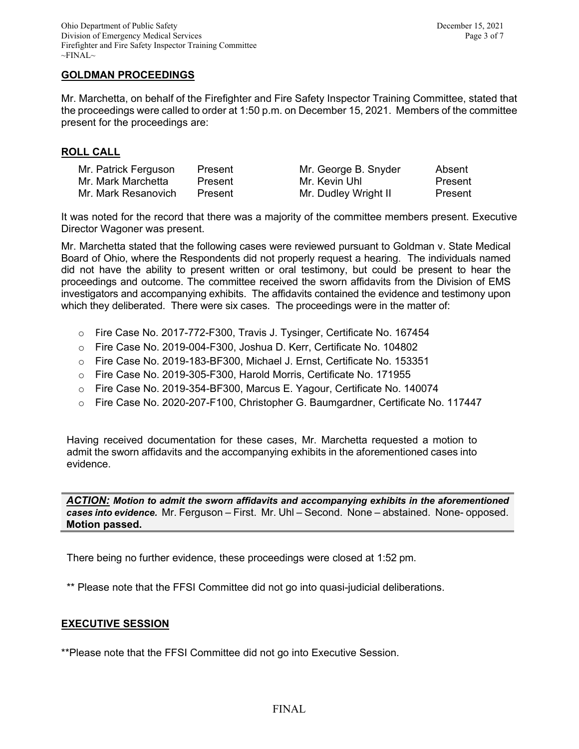## GOLDMAN PROCEEDINGS

Mr. Marchetta, on behalf of the Firefighter and Fire Safety Inspector Training Committee, stated that the proceedings were called to order at 1:50 p.m. on December 15, 2021. Members of the committee present for the proceedings are:

## ROLL CALL

| | | | |
|---|---|---|---|
| Mr. Patrick Ferguson | Present | Mr. George B. Snyder | Absent |
| Mr. Mark Marchetta | Present | Mr. Kevin Uhl | Present |
| Mr. Mark Resanovich | Present | Mr. Dudley Wright II | Present |

It was noted for the record that there was a majority of the committee members present. Executive Director Wagoner was present.

Mr. Marchetta stated that the following cases were reviewed pursuant to Goldman v. State Medical Board of Ohio, where the Respondents did not properly request a hearing. The individuals named did not have the ability to present written or oral testimony, but could be present to hear the proceedings and outcome. The committee received the sworn affidavits from the Division of EMS investigators and accompanying exhibits. The affidavits contained the evidence and testimony upon which they deliberated. There were six cases. The proceedings were in the matter of:

- Fire Case No. 2017-772-F300, Travis J. Tysinger, Certificate No. 167454
- Fire Case No. 2019-004-F300, Joshua D. Kerr, Certificate No. 104802
- Fire Case No. 2019-183-BF300, Michael J. Ernst, Certificate No. 153351
- Fire Case No. 2019-305-F300, Harold Morris, Certificate No. 171955
- Fire Case No. 2019-354-BF300, Marcus E. Yagour, Certificate No. 140074
- Fire Case No. 2020-207-F100, Christopher G. Baumgardner, Certificate No. 117447

Having received documentation for these cases, Mr. Marchetta requested a motion to admit the sworn affidavits and the accompanying exhibits in the aforementioned cases into evidence.

***ACTION:*** ***Motion to admit the sworn affidavits and accompanying exhibits in the aforementioned cases into evidence.*** Mr. Ferguson – First. Mr. Uhl – Second. None – abstained. None- opposed. **Motion passed.**

There being no further evidence, these proceedings were closed at 1:52 pm.

** Please note that the FFSI Committee did not go into quasi-judicial deliberations.

## EXECUTIVE SESSION

**Please note that the FFSI Committee did not go into Executive Session.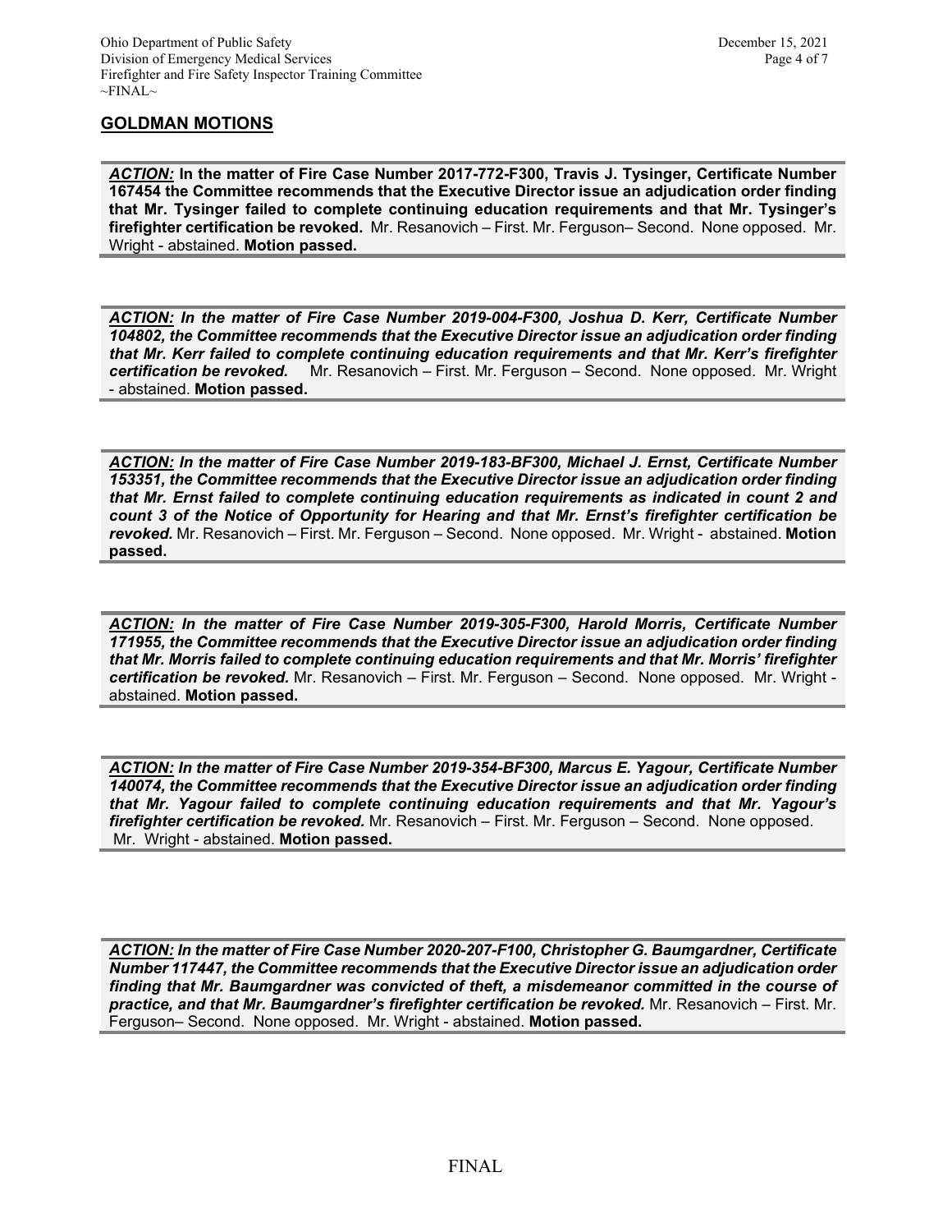## GOLDMAN MOTIONS

***ACTION:*** **In the matter of Fire Case Number 2017-772-F300, Travis J. Tysinger, Certificate Number 167454 the Committee recommends that the Executive Director issue an adjudication order finding that Mr. Tysinger failed to complete continuing education requirements and that Mr. Tysinger's firefighter certification be revoked.** Mr. Resanovich – First. Mr. Ferguson– Second. None opposed. Mr. Wright - abstained. **Motion passed.**

***ACTION:*** ***In the matter of Fire Case Number 2019-004-F300, Joshua D. Kerr, Certificate Number 104802, the Committee recommends that the Executive Director issue an adjudication order finding that Mr. Kerr failed to complete continuing education requirements and that Mr. Kerr's firefighter certification be revoked.*** Mr. Resanovich – First. Mr. Ferguson – Second. None opposed. Mr. Wright - abstained. **Motion passed.**

***ACTION:*** ***In the matter of Fire Case Number 2019-183-BF300, Michael J. Ernst, Certificate Number 153351, the Committee recommends that the Executive Director issue an adjudication order finding that Mr. Ernst failed to complete continuing education requirements as indicated in count 2 and count 3 of the Notice of Opportunity for Hearing and that Mr. Ernst's firefighter certification be revoked.*** Mr. Resanovich – First. Mr. Ferguson – Second. None opposed. Mr. Wright - abstained. **Motion passed.**

***ACTION:*** ***In the matter of Fire Case Number 2019-305-F300, Harold Morris, Certificate Number 171955, the Committee recommends that the Executive Director issue an adjudication order finding that Mr. Morris failed to complete continuing education requirements and that Mr. Morris' firefighter certification be revoked.*** Mr. Resanovich – First. Mr. Ferguson – Second. None opposed. Mr. Wright - abstained. **Motion passed.**

***ACTION:*** ***In the matter of Fire Case Number 2019-354-BF300, Marcus E. Yagour, Certificate Number 140074, the Committee recommends that the Executive Director issue an adjudication order finding that Mr. Yagour failed to complete continuing education requirements and that Mr. Yagour's firefighter certification be revoked.*** Mr. Resanovich – First. Mr. Ferguson – Second. None opposed. Mr. Wright - abstained. **Motion passed.**

***ACTION:*** ***In the matter of Fire Case Number 2020-207-F100, Christopher G. Baumgardner, Certificate Number 117447, the Committee recommends that the Executive Director issue an adjudication order finding that Mr. Baumgardner was convicted of theft, a misdemeanor committed in the course of practice, and that Mr. Baumgardner's firefighter certification be revoked.*** Mr. Resanovich – First. Mr. Ferguson– Second. None opposed. Mr. Wright - abstained. **Motion passed.**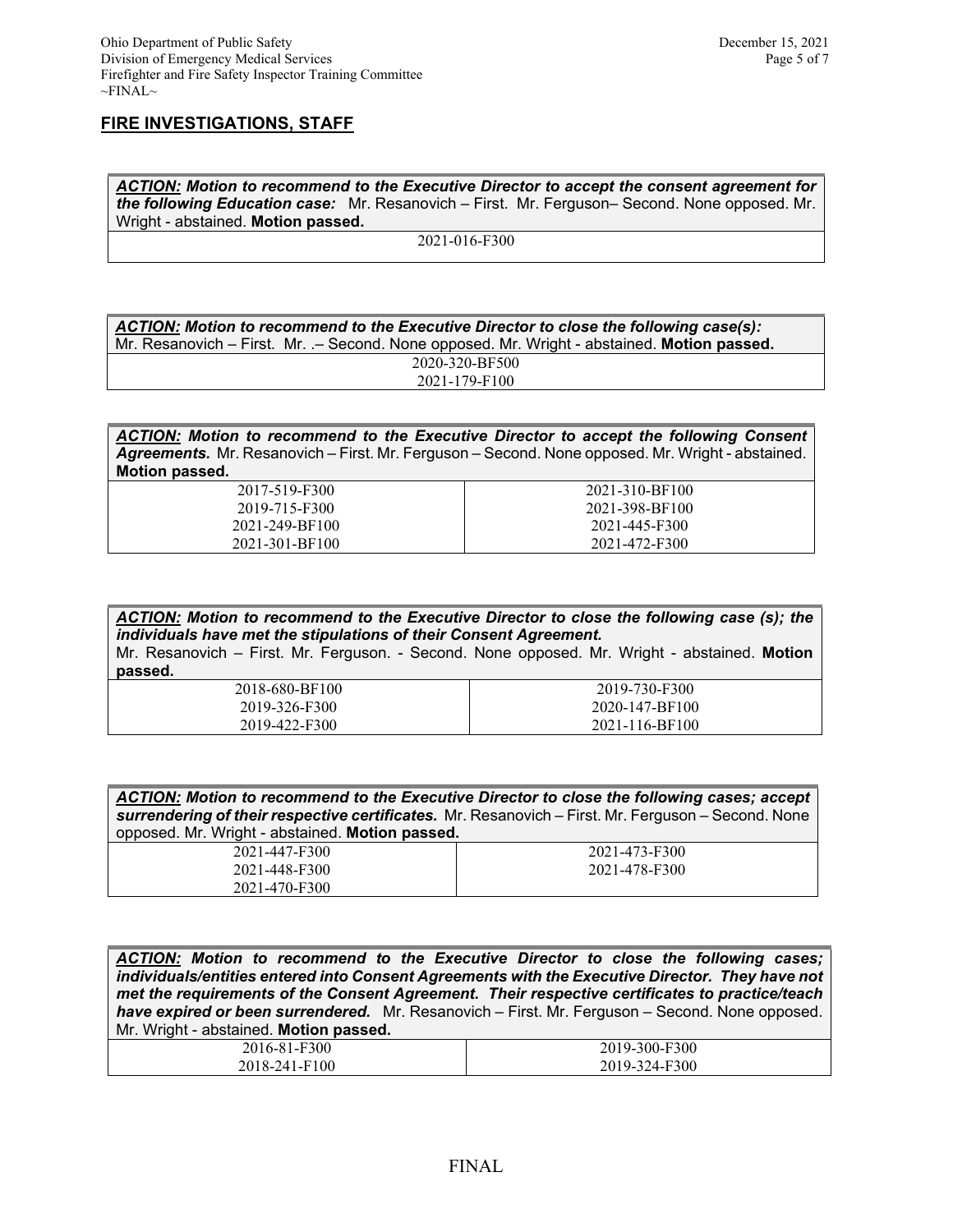## FIRE INVESTIGATIONS, STAFF

| ***ACTION:*** ***Motion to recommend to the Executive Director to accept the consent agreement for the following Education case:*** Mr. Resanovich – First. Mr. Ferguson– Second. None opposed. Mr. Wright - abstained. **Motion passed.** |
|---|
| 2021-016-F300 |

| ***ACTION:*** ***Motion to recommend to the Executive Director to close the following case(s):*** Mr. Resanovich – First. Mr. .– Second. None opposed. Mr. Wright - abstained. **Motion passed.** |
|---|
| 2020-320-BF500 |
| 2021-179-F100 |

| ***ACTION:*** ***Motion to recommend to the Executive Director to accept the following Consent Agreements.*** Mr. Resanovich – First. Mr. Ferguson – Second. None opposed. Mr. Wright - abstained. **Motion passed.** | |
|---|---|
| 2017-519-F300 | 2021-310-BF100 |
| 2019-715-F300 | 2021-398-BF100 |
| 2021-249-BF100 | 2021-445-F300 |
| 2021-301-BF100 | 2021-472-F300 |

| ***ACTION:*** ***Motion to recommend to the Executive Director to close the following case (s); the individuals have met the stipulations of their Consent Agreement.*** Mr. Resanovich – First. Mr. Ferguson. - Second. None opposed. Mr. Wright - abstained. **Motion passed.** | |
|---|---|
| 2018-680-BF100 | 2019-730-F300 |
| 2019-326-F300 | 2020-147-BF100 |
| 2019-422-F300 | 2021-116-BF100 |

| ***ACTION:*** ***Motion to recommend to the Executive Director to close the following cases; accept surrendering of their respective certificates.*** Mr. Resanovich – First. Mr. Ferguson – Second. None opposed. Mr. Wright - abstained. **Motion passed.** | |
|---|---|
| 2021-447-F300 | 2021-473-F300 |
| 2021-448-F300 | 2021-478-F300 |
| 2021-470-F300 | |

| ***ACTION:*** ***Motion to recommend to the Executive Director to close the following cases; individuals/entities entered into Consent Agreements with the Executive Director. They have not met the requirements of the Consent Agreement. Their respective certificates to practice/teach have expired or been surrendered.*** Mr. Resanovich – First. Mr. Ferguson – Second. None opposed. Mr. Wright - abstained. **Motion passed.** | |
|---|---|
| 2016-81-F300 | 2019-300-F300 |
| 2018-241-F100 | 2019-324-F300 |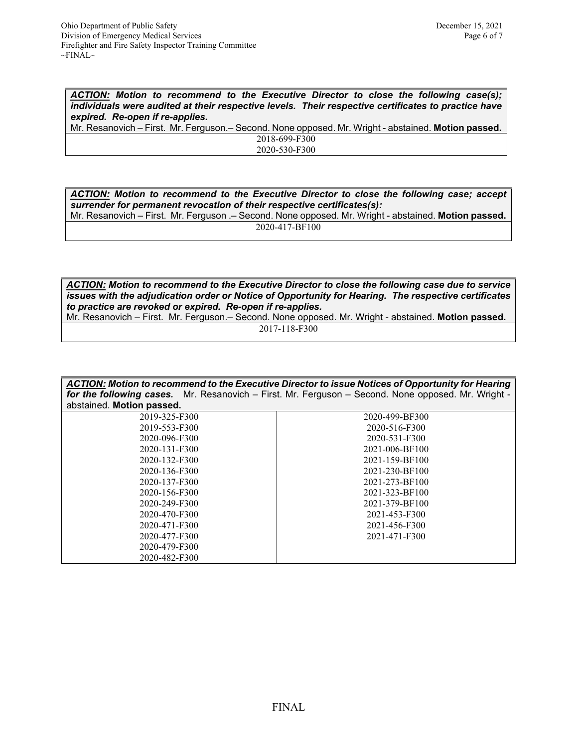***ACTION:*** ***Motion to recommend to the Executive Director to close the following case(s); individuals were audited at their respective levels. Their respective certificates to practice have expired. Re-open if re-applies.***
Mr. Resanovich – First. Mr. Ferguson.– Second. None opposed. Mr. Wright - abstained. **Motion passed.**

| |
|---|
| 2018-699-F300 |
| 2020-530-F300 |

***ACTION:*** ***Motion to recommend to the Executive Director to close the following case; accept surrender for permanent revocation of their respective certificates(s):***
Mr. Resanovich – First. Mr. Ferguson .– Second. None opposed. Mr. Wright - abstained. **Motion passed.**

| |
|---|
| 2020-417-BF100 |

***ACTION:*** ***Motion to recommend to the Executive Director to close the following case due to service issues with the adjudication order or Notice of Opportunity for Hearing. The respective certificates to practice are revoked or expired. Re-open if re-applies.***
Mr. Resanovich – First. Mr. Ferguson.– Second. None opposed. Mr. Wright - abstained. **Motion passed.**

| |
|---|
| 2017-118-F300 |

***ACTION:*** ***Motion to recommend to the Executive Director to issue Notices of Opportunity for Hearing for the following cases.*** Mr. Resanovich – First. Mr. Ferguson – Second. None opposed. Mr. Wright - abstained. **Motion passed.**

| | |
|---|---|
| 2019-325-F300 | 2020-499-BF300 |
| 2019-553-F300 | 2020-516-F300 |
| 2020-096-F300 | 2020-531-F300 |
| 2020-131-F300 | 2021-006-BF100 |
| 2020-132-F300 | 2021-159-BF100 |
| 2020-136-F300 | 2021-230-BF100 |
| 2020-137-F300 | 2021-273-BF100 |
| 2020-156-F300 | 2021-323-BF100 |
| 2020-249-F300 | 2021-379-BF100 |
| 2020-470-F300 | 2021-453-F300 |
| 2020-471-F300 | 2021-456-F300 |
| 2020-477-F300 | 2021-471-F300 |
| 2020-479-F300 | |
| 2020-482-F300 | |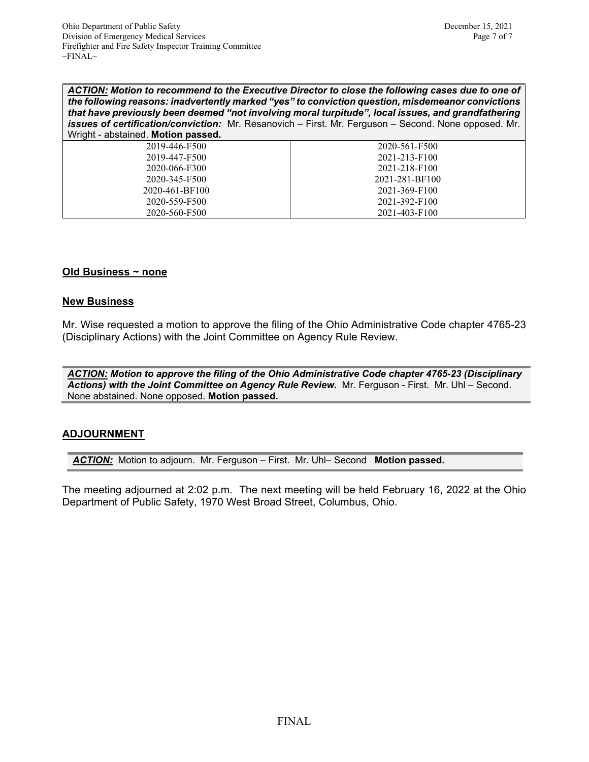***ACTION:*** ***Motion to recommend to the Executive Director to close the following cases due to one of the following reasons: inadvertently marked "yes" to conviction question, misdemeanor convictions that have previously been deemed "not involving moral turpitude", local issues, and grandfathering issues of certification/conviction:*** Mr. Resanovich – First. Mr. Ferguson – Second. None opposed. Mr. Wright - abstained. **Motion passed.**

| | |
|---|---|
| 2019-446-F500 | 2020-561-F500 |
| 2019-447-F500 | 2021-213-F100 |
| 2020-066-F300 | 2021-218-F100 |
| 2020-345-F500 | 2021-281-BF100 |
| 2020-461-BF100 | 2021-369-F100 |
| 2020-559-F500 | 2021-392-F100 |
| 2020-560-F500 | 2021-403-F100 |

## Old Business ~ none

## New Business

Mr. Wise requested a motion to approve the filing of the Ohio Administrative Code chapter 4765-23 (Disciplinary Actions) with the Joint Committee on Agency Rule Review.

***ACTION:*** ***Motion to approve the filing of the Ohio Administrative Code chapter 4765-23 (Disciplinary Actions) with the Joint Committee on Agency Rule Review.*** Mr. Ferguson - First. Mr. Uhl – Second. None abstained. None opposed. **Motion passed.**

## ADJOURNMENT

***ACTION:*** Motion to adjourn. Mr. Ferguson – First. Mr. Uhl– Second **Motion passed.**

The meeting adjourned at 2:02 p.m. The next meeting will be held February 16, 2022 at the Ohio Department of Public Safety, 1970 West Broad Street, Columbus, Ohio.